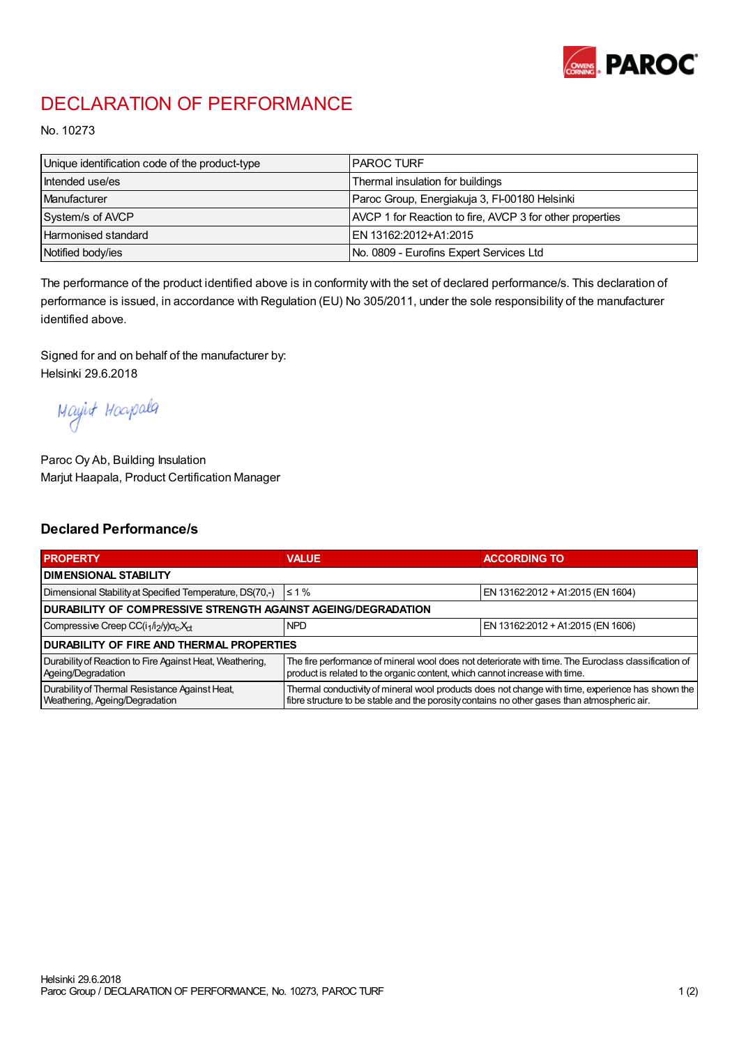# DECLARATION OF PERFORMANCE

No. 10273

| Unique identification code of the product-type | PAROC TURF |
|---|---|
| Intended use/es | Thermal insulation for buildings |
| Manufacturer | Paroc Group, Energiakuja 3, FI-00180 Helsinki |
| System/s of AVCP | AVCP 1 for Reaction to fire, AVCP 3 for other properties |
| Harmonised standard | EN 13162:2012+A1:2015 |
| Notified body/ies | No. 0809 - Eurofins Expert Services Ltd |

The performance of the product identified above is in conformity with the set of declared performance/s. This declaration of performance is issued, in accordance with Regulation (EU) No 305/2011, under the sole responsibility of the manufacturer identified above.

Signed for and on behalf of the manufacturer by:
Helsinki 29.6.2018

Marjut Haapala

Paroc Oy Ab, Building Insulation
Marjut Haapala, Product Certification Manager

## Declared Performance/s

| PROPERTY | VALUE | ACCORDING TO |
|---|---|---|
| **DIMENSIONAL STABILITY** | | |
| Dimensional Stability at Specified Temperature, DS(70,-) | ≤ 1 % | EN 13162:2012 + A1:2015 (EN 1604) |
| **DURABILITY OF COMPRESSIVE STRENGTH AGAINST AGEING/DEGRADATION** | | |
| Compressive Creep $CC(i_1/i_2/y)\sigma_c X_{ct}$ | NPD | EN 13162:2012 + A1:2015 (EN 1606) |
| **DURABILITY OF FIRE AND THERMAL PROPERTIES** | | |
| Durability of Reaction to Fire Against Heat, Weathering, Ageing/Degradation | The fire performance of mineral wool does not deteriorate with time. The Euroclass classification of product is related to the organic content, which cannot increase with time. | |
| Durability of Thermal Resistance Against Heat, Weathering, Ageing/Degradation | Thermal conductivity of mineral wool products does not change with time, experience has shown the fibre structure to be stable and the porosity contains no other gases than atmospheric air. | |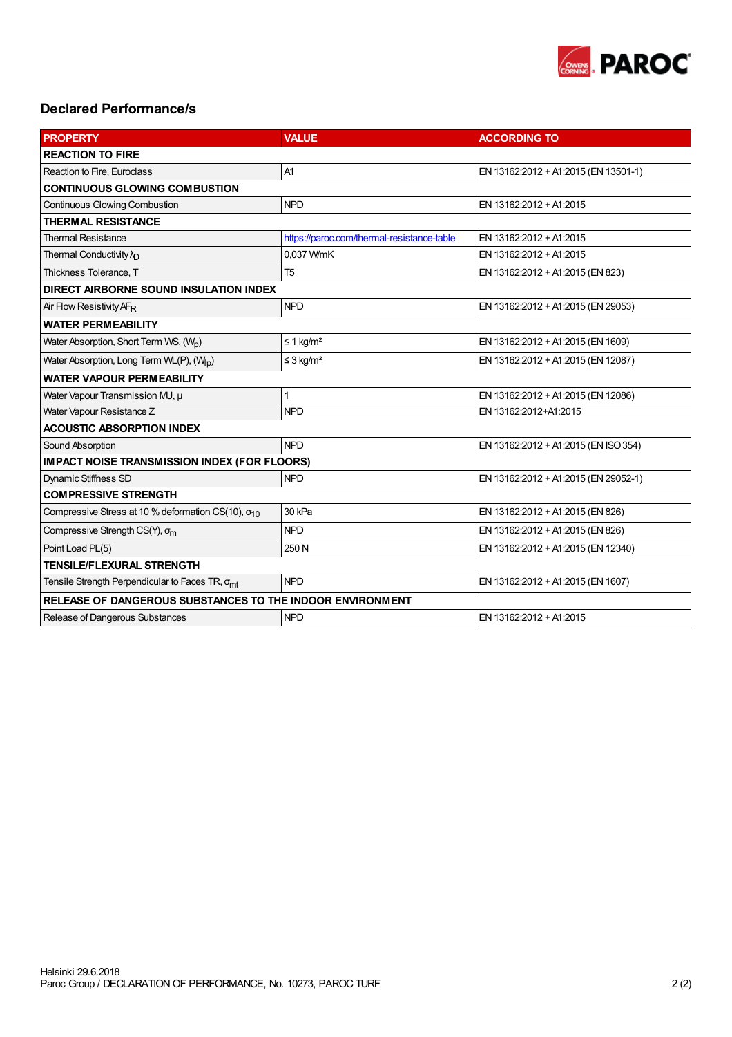## Declared Performance/s

| PROPERTY | VALUE | ACCORDING TO |
|---|---|---|
| **REACTION TO FIRE** | | |
| Reaction to Fire, Euroclass | A1 | EN 13162:2012 + A1:2015 (EN 13501-1) |
| **CONTINUOUS GLOWING COMBUSTION** | | |
| Continuous Glowing Combustion | NPD | EN 13162:2012 + A1:2015 |
| **THERMAL RESISTANCE** | | |
| Thermal Resistance | https://paroc.com/thermal-resistance-table | EN 13162:2012 + A1:2015 |
| Thermal Conductivity $\lambda_D$ | 0,037 W/mK | EN 13162:2012 + A1:2015 |
| Thickness Tolerance, T | T5 | EN 13162:2012 + A1:2015 (EN 823) |
| **DIRECT AIRBORNE SOUND INSULATION INDEX** | | |
| Air Flow Resistivity $AF_R$ | NPD | EN 13162:2012 + A1:2015 (EN 29053) |
| **WATER PERMEABILITY** | | |
| Water Absorption, Short Term WS, ($W_p$) | ≤ 1 kg/m² | EN 13162:2012 + A1:2015 (EN 1609) |
| Water Absorption, Long Term WL(P), ($W_{lp}$) | ≤ 3 kg/m² | EN 13162:2012 + A1:2015 (EN 12087) |
| **WATER VAPOUR PERMEABILITY** | | |
| Water Vapour Transmission MU, μ | 1 | EN 13162:2012 + A1:2015 (EN 12086) |
| Water Vapour Resistance Z | NPD | EN 13162:2012+A1:2015 |
| **ACOUSTIC ABSORPTION INDEX** | | |
| Sound Absorption | NPD | EN 13162:2012 + A1:2015 (EN ISO 354) |
| **IMPACT NOISE TRANSMISSION INDEX (FOR FLOORS)** | | |
| Dynamic Stiffness SD | NPD | EN 13162:2012 + A1:2015 (EN 29052-1) |
| **COMPRESSIVE STRENGTH** | | |
| Compressive Stress at 10 % deformation CS(10), $\sigma_{10}$ | 30 kPa | EN 13162:2012 + A1:2015 (EN 826) |
| Compressive Strength CS(Y), $\sigma_m$ | NPD | EN 13162:2012 + A1:2015 (EN 826) |
| Point Load PL(5) | 250 N | EN 13162:2012 + A1:2015 (EN 12340) |
| **TENSILE/FLEXURAL STRENGTH** | | |
| Tensile Strength Perpendicular to Faces TR, $\sigma_{mt}$ | NPD | EN 13162:2012 + A1:2015 (EN 1607) |
| **RELEASE OF DANGEROUS SUBSTANCES TO THE INDOOR ENVIRONMENT** | | |
| Release of Dangerous Substances | NPD | EN 13162:2012 + A1:2015 |

Helsinki 29.6.2018
Paroc Group / DECLARATION OF PERFORMANCE, No. 10273, PAROC TURF